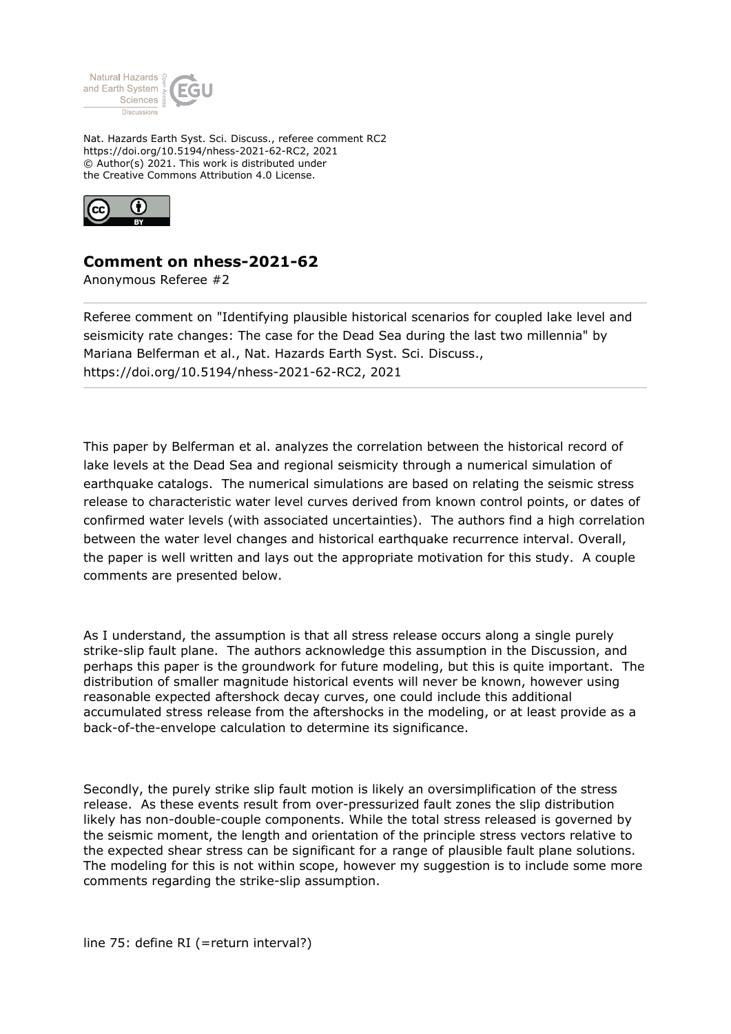Nat. Hazards Earth Syst. Sci. Discuss., referee comment RC2
https://doi.org/10.5194/nhess-2021-62-RC2, 2021
© Author(s) 2021. This work is distributed under
the Creative Commons Attribution 4.0 License.

## Comment on nhess-2021-62

Anonymous Referee #2

Referee comment on "Identifying plausible historical scenarios for coupled lake level and seismicity rate changes: The case for the Dead Sea during the last two millennia" by Mariana Belferman et al., Nat. Hazards Earth Syst. Sci. Discuss., https://doi.org/10.5194/nhess-2021-62-RC2, 2021

This paper by Belferman et al. analyzes the correlation between the historical record of lake levels at the Dead Sea and regional seismicity through a numerical simulation of earthquake catalogs. The numerical simulations are based on relating the seismic stress release to characteristic water level curves derived from known control points, or dates of confirmed water levels (with associated uncertainties). The authors find a high correlation between the water level changes and historical earthquake recurrence interval. Overall, the paper is well written and lays out the appropriate motivation for this study. A couple comments are presented below.

As I understand, the assumption is that all stress release occurs along a single purely strike-slip fault plane. The authors acknowledge this assumption in the Discussion, and perhaps this paper is the groundwork for future modeling, but this is quite important. The distribution of smaller magnitude historical events will never be known, however using reasonable expected aftershock decay curves, one could include this additional accumulated stress release from the aftershocks in the modeling, or at least provide as a back-of-the-envelope calculation to determine its significance.

Secondly, the purely strike slip fault motion is likely an oversimplification of the stress release. As these events result from over-pressurized fault zones the slip distribution likely has non-double-couple components. While the total stress released is governed by the seismic moment, the length and orientation of the principle stress vectors relative to the expected shear stress can be significant for a range of plausible fault plane solutions. The modeling for this is not within scope, however my suggestion is to include some more comments regarding the strike-slip assumption.

line 75: define RI (=return interval?)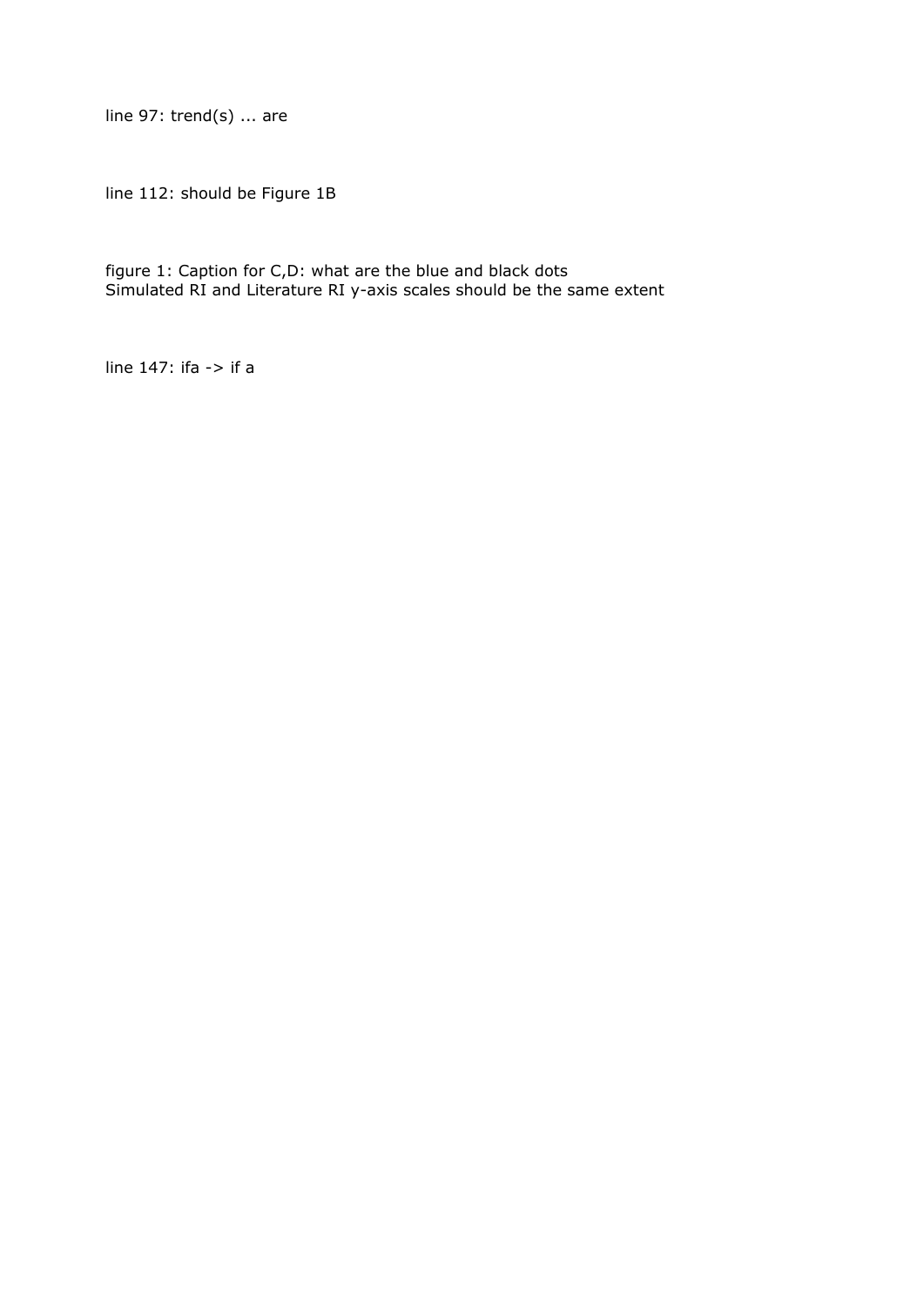line 97: trend(s) ... are

line 112: should be Figure 1B

figure 1: Caption for C,D: what are the blue and black dots
Simulated RI and Literature RI y-axis scales should be the same extent

line 147: ifa -> if a